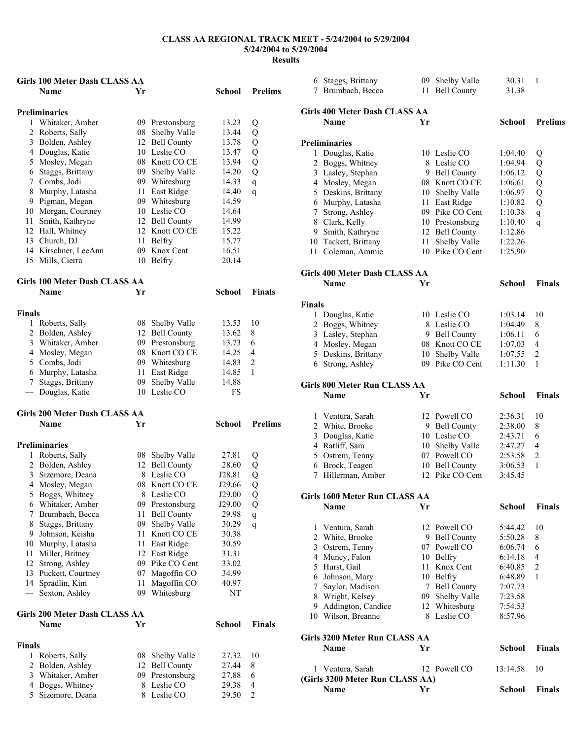# CLASS AA REGIONAL TRACK MEET - 5/24/2004 to 5/29/2004

**5/24/2004 to 5/29/2004**

**Results**

## Girls 100 Meter Dash CLASS AA

**Preliminaries**

| | Name | Yr | School | Prelims | |
|---|---|---|---|---|---|
| 1 | Whitaker, Amber | 09 | Prestonsburg | 13.23 | Q |
| 2 | Roberts, Sally | 08 | Shelby Valle | 13.44 | Q |
| 3 | Bolden, Ashley | 12 | Bell County | 13.78 | Q |
| 4 | Douglas, Katie | 10 | Leslie CO | 13.47 | Q |
| 5 | Mosley, Megan | 08 | Knott CO CE | 13.94 | Q |
| 6 | Staggs, Brittany | 09 | Shelby Valle | 14.20 | Q |
| 7 | Combs, Jodi | 09 | Whitesburg | 14.33 | q |
| 8 | Murphy, Latasha | 11 | East Ridge | 14.40 | q |
| 9 | Pigman, Megan | 09 | Whitesburg | 14.59 | |
| 10 | Morgan, Courtney | 10 | Leslie CO | 14.64 | |
| 11 | Smith, Kathryne | 12 | Bell County | 14.99 | |
| 12 | Hall, Whitney | 12 | Knott CO CE | 15.22 | |
| 13 | Church, DJ | 11 | Belfry | 15.77 | |
| 14 | Kirschner, LeeAnn | 09 | Knox Cent | 16.51 | |
| 15 | Mills, Cierra | 10 | Belfry | 20.14 | |

## Girls 100 Meter Dash CLASS AA

**Finals**

| | Name | Yr | School | Finals | |
|---|---|---|---|---|---|
| 1 | Roberts, Sally | 08 | Shelby Valle | 13.53 | 10 |
| 2 | Bolden, Ashley | 12 | Bell County | 13.62 | 8 |
| 3 | Whitaker, Amber | 09 | Prestonsburg | 13.73 | 6 |
| 4 | Mosley, Megan | 08 | Knott CO CE | 14.25 | 4 |
| 5 | Combs, Jodi | 09 | Whitesburg | 14.83 | 2 |
| 6 | Murphy, Latasha | 11 | East Ridge | 14.85 | 1 |
| 7 | Staggs, Brittany | 09 | Shelby Valle | 14.88 | |
| --- | Douglas, Katie | 10 | Leslie CO | FS | |

## Girls 200 Meter Dash CLASS AA

**Preliminaries**

| | Name | Yr | School | Prelims | |
|---|---|---|---|---|---|
| 1 | Roberts, Sally | 08 | Shelby Valle | 27.81 | Q |
| 2 | Bolden, Ashley | 12 | Bell County | 28.60 | Q |
| 3 | Sizemore, Deana | 8 | Leslie CO | J28.81 | Q |
| 4 | Mosley, Megan | 08 | Knott CO CE | J29.66 | Q |
| 5 | Boggs, Whitney | 8 | Leslie CO | J29.00 | Q |
| 6 | Whitaker, Amber | 09 | Prestonsburg | J29.00 | Q |
| 7 | Brumbach, Becca | 11 | Bell County | 29.98 | q |
| 8 | Staggs, Brittany | 09 | Shelby Valle | 30.29 | q |
| 9 | Johnson, Keisha | 11 | Knott CO CE | 30.38 | |
| 10 | Murphy, Latasha | 11 | East Ridge | 30.59 | |
| 11 | Miller, Britney | 12 | East Ridge | 31.31 | |
| 12 | Strong, Ashley | 09 | Pike CO Cent | 33.02 | |
| 13 | Puckett, Courtney | 07 | Magoffin CO | 34.99 | |
| 14 | Spradlin, Kim | 11 | Magoffin CO | 40.97 | |
| --- | Sexton, Ashley | 09 | Whitesburg | NT | |

## Girls 200 Meter Dash CLASS AA

**Finals**

| | Name | Yr | School | Finals | |
|---|---|---|---|---|---|
| 1 | Roberts, Sally | 08 | Shelby Valle | 27.32 | 10 |
| 2 | Bolden, Ashley | 12 | Bell County | 27.44 | 8 |
| 3 | Whitaker, Amber | 09 | Prestonsburg | 27.88 | 6 |
| 4 | Boggs, Whitney | 8 | Leslie CO | 29.38 | 4 |
| 5 | Sizemore, Deana | 8 | Leslie CO | 29.50 | 2 |
| 6 | Staggs, Brittany | 09 | Shelby Valle | 30.31 | 1 |
| 7 | Brumbach, Becca | 11 | Bell County | 31.38 | |

## Girls 400 Meter Dash CLASS AA

**Preliminaries**

| | Name | Yr | School | Prelims | |
|---|---|---|---|---|---|
| 1 | Douglas, Katie | 10 | Leslie CO | 1:04.40 | Q |
| 2 | Boggs, Whitney | 8 | Leslie CO | 1:04.94 | Q |
| 3 | Lasley, Stephan | 9 | Bell County | 1:06.12 | Q |
| 4 | Mosley, Megan | 08 | Knott CO CE | 1:06.61 | Q |
| 5 | Deskins, Brittany | 10 | Shelby Valle | 1:06.97 | Q |
| 6 | Murphy, Latasha | 11 | East Ridge | 1:10.82 | Q |
| 7 | Strong, Ashley | 09 | Pike CO Cent | 1:10.38 | q |
| 8 | Clark, Kelly | 10 | Prestonsburg | 1:10.40 | q |
| 9 | Smith, Kathryne | 12 | Bell County | 1:12.86 | |
| 10 | Tackett, Brittany | 11 | Shelby Valle | 1:22.26 | |
| 11 | Coleman, Ammie | 10 | Pike CO Cent | 1:25.90 | |

## Girls 400 Meter Dash CLASS AA

**Finals**

| | Name | Yr | School | Finals | |
|---|---|---|---|---|---|
| 1 | Douglas, Katie | 10 | Leslie CO | 1:03.14 | 10 |
| 2 | Boggs, Whitney | 8 | Leslie CO | 1:04.49 | 8 |
| 3 | Lasley, Stephan | 9 | Bell County | 1:06.11 | 6 |
| 4 | Mosley, Megan | 08 | Knott CO CE | 1:07.03 | 4 |
| 5 | Deskins, Brittany | 10 | Shelby Valle | 1:07.55 | 2 |
| 6 | Strong, Ashley | 09 | Pike CO Cent | 1:11.30 | 1 |

## Girls 800 Meter Run CLASS AA

| | Name | Yr | School | Finals | |
|---|---|---|---|---|---|
| 1 | Ventura, Sarah | 12 | Powell CO | 2:36.31 | 10 |
| 2 | White, Brooke | 9 | Bell County | 2:38.00 | 8 |
| 3 | Douglas, Katie | 10 | Leslie CO | 2:43.71 | 6 |
| 4 | Ratliff, Sara | 10 | Shelby Valle | 2:47.27 | 4 |
| 5 | Ostrem, Tenny | 07 | Powell CO | 2:53.58 | 2 |
| 6 | Brock, Teagen | 10 | Bell County | 3:06.53 | 1 |
| 7 | Hillerman, Amber | 12 | Pike CO Cent | 3:45.45 | |

## Girls 1600 Meter Run CLASS AA

| | Name | Yr | School | Finals | |
|---|---|---|---|---|---|
| 1 | Ventura, Sarah | 12 | Powell CO | 5:44.42 | 10 |
| 2 | White, Brooke | 9 | Bell County | 5:50.28 | 8 |
| 3 | Ostrem, Tenny | 07 | Powell CO | 6:06.74 | 6 |
| 4 | Muncy, Falon | 10 | Belfry | 6:14.18 | 4 |
| 5 | Hurst, Gail | 11 | Knox Cent | 6:40.85 | 2 |
| 6 | Johnson, Mary | 10 | Belfry | 6:48.89 | 1 |
| 7 | Saylor, Madison | 7 | Bell County | 7:07.73 | |
| 8 | Wright, Kelsey | 09 | Shelby Valle | 7:23.58 | |
| 9 | Addington, Candice | 12 | Whitesburg | 7:54.53 | |
| 10 | Wilson, Breanne | 8 | Leslie CO | 8:57.96 | |

## Girls 3200 Meter Run CLASS AA

| | Name | Yr | School | Finals | |
|---|---|---|---|---|---|
| 1 | Ventura, Sarah | 12 | Powell CO | 13:14.58 | 10 |

(Girls 3200 Meter Run CLASS AA)

| | Name | Yr | School | Finals | |
|---|---|---|---|---|---|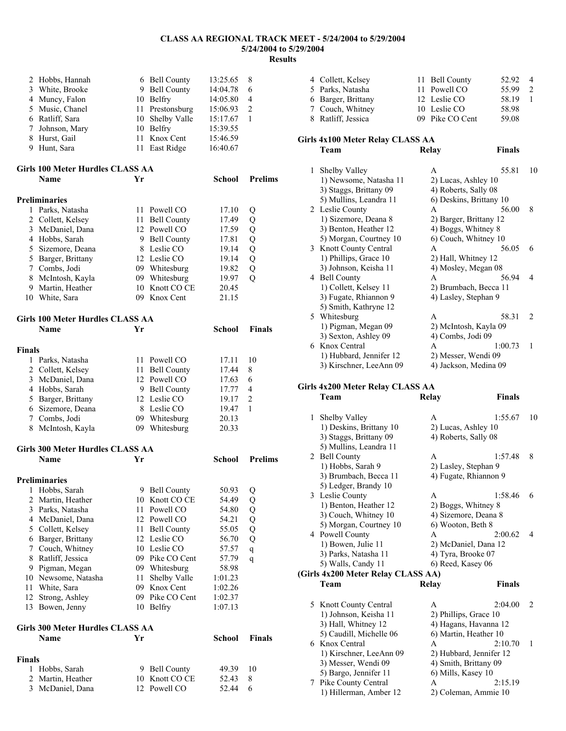# CLASS AA REGIONAL TRACK MEET - 5/24/2004 to 5/29/2004

**5/24/2004 to 5/29/2004**

**Results**

| | Name | Yr | School | Finals | Points |
|---|---|---|---|---|---|
| 2 | Hobbs, Hannah | 6 | Bell County | 13:25.65 | 8 |
| 3 | White, Brooke | 9 | Bell County | 14:04.78 | 6 |
| 4 | Muncy, Falon | 10 | Belfry | 14:05.80 | 4 |
| 5 | Music, Chanel | 11 | Prestonsburg | 15:06.93 | 2 |
| 6 | Ratliff, Sara | 10 | Shelby Valle | 15:17.67 | 1 |
| 7 | Johnson, Mary | 10 | Belfry | 15:39.55 | |
| 8 | Hurst, Gail | 11 | Knox Cent | 15:46.59 | |
| 9 | Hunt, Sara | 11 | East Ridge | 16:40.67 | |

## Girls 100 Meter Hurdles CLASS AA

**Preliminaries**

| | Name | Yr | School | Prelims | |
|---|---|---|---|---|---|
| 1 | Parks, Natasha | 11 | Powell CO | 17.10 | Q |
| 2 | Collett, Kelsey | 11 | Bell County | 17.49 | Q |
| 3 | McDaniel, Dana | 12 | Powell CO | 17.59 | Q |
| 4 | Hobbs, Sarah | 9 | Bell County | 17.81 | Q |
| 5 | Sizemore, Deana | 8 | Leslie CO | 19.14 | Q |
| 5 | Barger, Brittany | 12 | Leslie CO | 19.14 | Q |
| 7 | Combs, Jodi | 09 | Whitesburg | 19.82 | Q |
| 8 | McIntosh, Kayla | 09 | Whitesburg | 19.97 | Q |
| 9 | Martin, Heather | 10 | Knott CO CE | 20.45 | |
| 10 | White, Sara | 09 | Knox Cent | 21.15 | |

## Girls 100 Meter Hurdles CLASS AA

**Finals**

| | Name | Yr | School | Finals | Points |
|---|---|---|---|---|---|
| 1 | Parks, Natasha | 11 | Powell CO | 17.11 | 10 |
| 2 | Collett, Kelsey | 11 | Bell County | 17.44 | 8 |
| 3 | McDaniel, Dana | 12 | Powell CO | 17.63 | 6 |
| 4 | Hobbs, Sarah | 9 | Bell County | 17.77 | 4 |
| 5 | Barger, Brittany | 12 | Leslie CO | 19.17 | 2 |
| 6 | Sizemore, Deana | 8 | Leslie CO | 19.47 | 1 |
| 7 | Combs, Jodi | 09 | Whitesburg | 20.13 | |
| 8 | McIntosh, Kayla | 09 | Whitesburg | 20.33 | |

## Girls 300 Meter Hurdles CLASS AA

**Preliminaries**

| | Name | Yr | School | Prelims | |
|---|---|---|---|---|---|
| 1 | Hobbs, Sarah | 9 | Bell County | 50.93 | Q |
| 2 | Martin, Heather | 10 | Knott CO CE | 54.49 | Q |
| 3 | Parks, Natasha | 11 | Powell CO | 54.80 | Q |
| 4 | McDaniel, Dana | 12 | Powell CO | 54.21 | Q |
| 5 | Collett, Kelsey | 11 | Bell County | 55.05 | Q |
| 6 | Barger, Brittany | 12 | Leslie CO | 56.70 | Q |
| 7 | Couch, Whitney | 10 | Leslie CO | 57.57 | q |
| 8 | Ratliff, Jessica | 09 | Pike CO Cent | 57.79 | q |
| 9 | Pigman, Megan | 09 | Whitesburg | 58.98 | |
| 10 | Newsome, Natasha | 11 | Shelby Valle | 1:01.23 | |
| 11 | White, Sara | 09 | Knox Cent | 1:02.26 | |
| 12 | Strong, Ashley | 09 | Pike CO Cent | 1:02.37 | |
| 13 | Bowen, Jenny | 10 | Belfry | 1:07.13 | |

## Girls 300 Meter Hurdles CLASS AA

**Finals**

| | Name | Yr | School | Finals | Points |
|---|---|---|---|---|---|
| 1 | Hobbs, Sarah | 9 | Bell County | 49.39 | 10 |
| 2 | Martin, Heather | 10 | Knott CO CE | 52.43 | 8 |
| 3 | McDaniel, Dana | 12 | Powell CO | 52.44 | 6 |
| 4 | Collett, Kelsey | 11 | Bell County | 52.92 | 4 |
| 5 | Parks, Natasha | 11 | Powell CO | 55.99 | 2 |
| 6 | Barger, Brittany | 12 | Leslie CO | 58.19 | 1 |
| 7 | Couch, Whitney | 10 | Leslie CO | 58.98 | |
| 8 | Ratliff, Jessica | 09 | Pike CO Cent | 59.08 | |

## Girls 4x100 Meter Relay CLASS AA

| | Team | Relay | Finals | Points |
|---|---|---|---|---|
| 1 | Shelby Valley | A | 55.81 | 10 |
| | 1) Newsome, Natasha 11 | 2) Lucas, Ashley 10 | | |
| | 3) Staggs, Brittany 09 | 4) Roberts, Sally 08 | | |
| | 5) Mullins, Leandra 11 | 6) Deskins, Brittany 10 | | |
| 2 | Leslie County | A | 56.00 | 8 |
| | 1) Sizemore, Deana 8 | 2) Barger, Brittany 12 | | |
| | 3) Benton, Heather 12 | 4) Boggs, Whitney 8 | | |
| | 5) Morgan, Courtney 10 | 6) Couch, Whitney 10 | | |
| 3 | Knott County Central | A | 56.05 | 6 |
| | 1) Phillips, Grace 10 | 2) Hall, Whitney 12 | | |
| | 3) Johnson, Keisha 11 | 4) Mosley, Megan 08 | | |
| 4 | Bell County | A | 56.94 | 4 |
| | 1) Collett, Kelsey 11 | 2) Brumbach, Becca 11 | | |
| | 3) Fugate, Rhiannon 9 | 4) Lasley, Stephan 9 | | |
| | 5) Smith, Kathryne 12 | | | |
| 5 | Whitesburg | A | 58.31 | 2 |
| | 1) Pigman, Megan 09 | 2) McIntosh, Kayla 09 | | |
| | 3) Sexton, Ashley 09 | 4) Combs, Jodi 09 | | |
| 6 | Knox Central | A | 1:00.73 | 1 |
| | 1) Hubbard, Jennifer 12 | 2) Messer, Wendi 09 | | |
| | 3) Kirschner, LeeAnn 09 | 4) Jackson, Medina 09 | | |

## Girls 4x200 Meter Relay CLASS AA

| | Team | Relay | Finals | Points |
|---|---|---|---|---|
| 1 | Shelby Valley | A | 1:55.67 | 10 |
| | 1) Deskins, Brittany 10 | 2) Lucas, Ashley 10 | | |
| | 3) Staggs, Brittany 09 | 4) Roberts, Sally 08 | | |
| | 5) Mullins, Leandra 11 | | | |
| 2 | Bell County | A | 1:57.48 | 8 |
| | 1) Hobbs, Sarah 9 | 2) Lasley, Stephan 9 | | |
| | 3) Brumbach, Becca 11 | 4) Fugate, Rhiannon 9 | | |
| | 5) Ledger, Brandy 10 | | | |
| 3 | Leslie County | A | 1:58.46 | 6 |
| | 1) Benton, Heather 12 | 2) Boggs, Whitney 8 | | |
| | 3) Couch, Whitney 10 | 4) Sizemore, Deana 8 | | |
| | 5) Morgan, Courtney 10 | 6) Wooton, Beth 8 | | |
| 4 | Powell County | A | 2:00.62 | 4 |
| | 1) Bowen, Julie 11 | 2) McDaniel, Dana 12 | | |
| | 3) Parks, Natasha 11 | 4) Tyra, Brooke 07 | | |
| | 5) Walls, Candy 11 | 6) Reed, Kasey 06 | | |
| 5 | Knott County Central | A | 2:04.00 | 2 |
| | 1) Johnson, Keisha 11 | 2) Phillips, Grace 10 | | |
| | 3) Hall, Whitney 12 | 4) Hagans, Havanna 12 | | |
| | 5) Caudill, Michelle 06 | 6) Martin, Heather 10 | | |
| 6 | Knox Central | A | 2:10.70 | 1 |
| | 1) Kirschner, LeeAnn 09 | 2) Hubbard, Jennifer 12 | | |
| | 3) Messer, Wendi 09 | 4) Smith, Brittany 09 | | |
| | 5) Bargo, Jennifer 11 | 6) Mills, Kasey 10 | | |
| 7 | Pike County Central | A | 2:15.19 | |
| | 1) Hillerman, Amber 12 | 2) Coleman, Ammie 10 | | |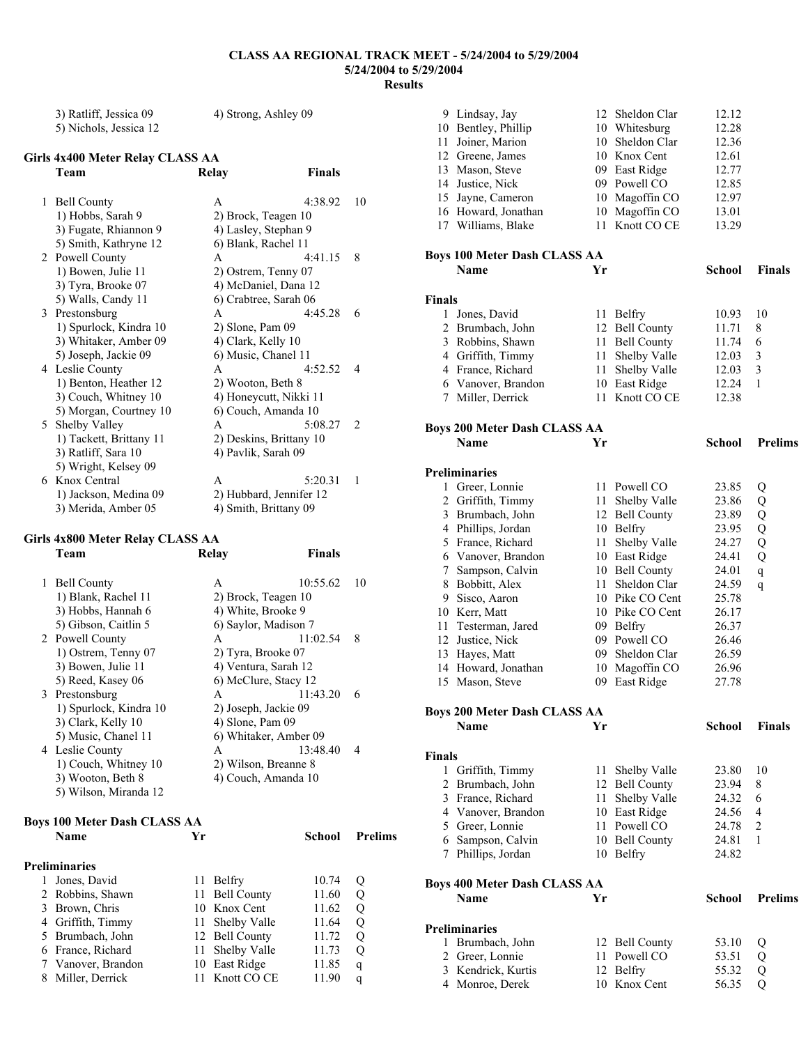**CLASS AA REGIONAL TRACK MEET - 5/24/2004 to 5/29/2004**
**5/24/2004 to 5/29/2004**
**Results**

3) Ratliff, Jessica 09 4) Strong, Ashley 09
5) Nichols, Jessica 12

### Girls 4x400 Meter Relay CLASS AA

| | Team | Relay | Finals | |
|---|---|---|---|---|
| 1 | Bell County | A | 4:38.92 | 10 |
| | 1) Hobbs, Sarah 9 | 2) Brock, Teagen 10 | | |
| | 3) Fugate, Rhiannon 9 | 4) Lasley, Stephan 9 | | |
| | 5) Smith, Kathryne 12 | 6) Blank, Rachel 11 | | |
| 2 | Powell County | A | 4:41.15 | 8 |
| | 1) Bowen, Julie 11 | 2) Ostrem, Tenny 07 | | |
| | 3) Tyra, Brooke 07 | 4) McDaniel, Dana 12 | | |
| | 5) Walls, Candy 11 | 6) Crabtree, Sarah 06 | | |
| 3 | Prestonsburg | A | 4:45.28 | 6 |
| | 1) Spurlock, Kindra 10 | 2) Slone, Pam 09 | | |
| | 3) Whitaker, Amber 09 | 4) Clark, Kelly 10 | | |
| | 5) Joseph, Jackie 09 | 6) Music, Chanel 11 | | |
| 4 | Leslie County | A | 4:52.52 | 4 |
| | 1) Benton, Heather 12 | 2) Wooton, Beth 8 | | |
| | 3) Couch, Whitney 10 | 4) Honeycutt, Nikki 11 | | |
| | 5) Morgan, Courtney 10 | 6) Couch, Amanda 10 | | |
| 5 | Shelby Valley | A | 5:08.27 | 2 |
| | 1) Tackett, Brittany 11 | 2) Deskins, Brittany 10 | | |
| | 3) Ratliff, Sara 10 | 4) Pavlik, Sarah 09 | | |
| | 5) Wright, Kelsey 09 | | | |
| 6 | Knox Central | A | 5:20.31 | 1 |
| | 1) Jackson, Medina 09 | 2) Hubbard, Jennifer 12 | | |
| | 3) Merida, Amber 05 | 4) Smith, Brittany 09 | | |

### Girls 4x800 Meter Relay CLASS AA

| | Team | Relay | Finals | |
|---|---|---|---|---|
| 1 | Bell County | A | 10:55.62 | 10 |
| | 1) Blank, Rachel 11 | 2) Brock, Teagen 10 | | |
| | 3) Hobbs, Hannah 6 | 4) White, Brooke 9 | | |
| | 5) Gibson, Caitlin 5 | 6) Saylor, Madison 7 | | |
| 2 | Powell County | A | 11:02.54 | 8 |
| | 1) Ostrem, Tenny 07 | 2) Tyra, Brooke 07 | | |
| | 3) Bowen, Julie 11 | 4) Ventura, Sarah 12 | | |
| | 5) Reed, Kasey 06 | 6) McClure, Stacy 12 | | |
| 3 | Prestonsburg | A | 11:43.20 | 6 |
| | 1) Spurlock, Kindra 10 | 2) Joseph, Jackie 09 | | |
| | 3) Clark, Kelly 10 | 4) Slone, Pam 09 | | |
| | 5) Music, Chanel 11 | 6) Whitaker, Amber 09 | | |
| 4 | Leslie County | A | 13:48.40 | 4 |
| | 1) Couch, Whitney 10 | 2) Wilson, Breanne 8 | | |
| | 3) Wooton, Beth 8 | 4) Couch, Amanda 10 | | |
| | 5) Wilson, Miranda 12 | | | |

### Boys 100 Meter Dash CLASS AA

**Preliminaries**

| | Name | Yr | School | Prelims | |
|---|---|---|---|---|---|
| 1 | Jones, David | 11 | Belfry | 10.74 | Q |
| 2 | Robbins, Shawn | 11 | Bell County | 11.60 | Q |
| 3 | Brown, Chris | 10 | Knox Cent | 11.62 | Q |
| 4 | Griffith, Timmy | 11 | Shelby Valle | 11.64 | Q |
| 5 | Brumbach, John | 12 | Bell County | 11.72 | Q |
| 6 | France, Richard | 11 | Shelby Valle | 11.73 | Q |
| 7 | Vanover, Brandon | 10 | East Ridge | 11.85 | q |
| 8 | Miller, Derrick | 11 | Knott CO CE | 11.90 | q |
| 9 | Lindsay, Jay | 12 | Sheldon Clar | 12.12 | |
| 10 | Bentley, Phillip | 10 | Whitesburg | 12.28 | |
| 11 | Joiner, Marion | 10 | Sheldon Clar | 12.36 | |
| 12 | Greene, James | 10 | Knox Cent | 12.61 | |
| 13 | Mason, Steve | 09 | East Ridge | 12.77 | |
| 14 | Justice, Nick | 09 | Powell CO | 12.85 | |
| 15 | Jayne, Cameron | 10 | Magoffin CO | 12.97 | |
| 16 | Howard, Jonathan | 10 | Magoffin CO | 13.01 | |
| 17 | Williams, Blake | 11 | Knott CO CE | 13.29 | |

### Boys 100 Meter Dash CLASS AA

**Finals**

| | Name | Yr | School | Finals | |
|---|---|---|---|---|---|
| 1 | Jones, David | 11 | Belfry | 10.93 | 10 |
| 2 | Brumbach, John | 12 | Bell County | 11.71 | 8 |
| 3 | Robbins, Shawn | 11 | Bell County | 11.74 | 6 |
| 4 | Griffith, Timmy | 11 | Shelby Valle | 12.03 | 3 |
| 4 | France, Richard | 11 | Shelby Valle | 12.03 | 3 |
| 6 | Vanover, Brandon | 10 | East Ridge | 12.24 | 1 |
| 7 | Miller, Derrick | 11 | Knott CO CE | 12.38 | |

### Boys 200 Meter Dash CLASS AA

**Preliminaries**

| | Name | Yr | School | Prelims | |
|---|---|---|---|---|---|
| 1 | Greer, Lonnie | 11 | Powell CO | 23.85 | Q |
| 2 | Griffith, Timmy | 11 | Shelby Valle | 23.86 | Q |
| 3 | Brumbach, John | 12 | Bell County | 23.89 | Q |
| 4 | Phillips, Jordan | 10 | Belfry | 23.95 | Q |
| 5 | France, Richard | 11 | Shelby Valle | 24.27 | Q |
| 6 | Vanover, Brandon | 10 | East Ridge | 24.41 | Q |
| 7 | Sampson, Calvin | 10 | Bell County | 24.01 | q |
| 8 | Bobbitt, Alex | 11 | Sheldon Clar | 24.59 | q |
| 9 | Sisco, Aaron | 10 | Pike CO Cent | 25.78 | |
| 10 | Kerr, Matt | 10 | Pike CO Cent | 26.17 | |
| 11 | Testerman, Jared | 09 | Belfry | 26.37 | |
| 12 | Justice, Nick | 09 | Powell CO | 26.46 | |
| 13 | Hayes, Matt | 09 | Sheldon Clar | 26.59 | |
| 14 | Howard, Jonathan | 10 | Magoffin CO | 26.96 | |
| 15 | Mason, Steve | 09 | East Ridge | 27.78 | |

### Boys 200 Meter Dash CLASS AA

**Finals**

| | Name | Yr | School | Finals | |
|---|---|---|---|---|---|
| 1 | Griffith, Timmy | 11 | Shelby Valle | 23.80 | 10 |
| 2 | Brumbach, John | 12 | Bell County | 23.94 | 8 |
| 3 | France, Richard | 11 | Shelby Valle | 24.32 | 6 |
| 4 | Vanover, Brandon | 10 | East Ridge | 24.56 | 4 |
| 5 | Greer, Lonnie | 11 | Powell CO | 24.78 | 2 |
| 6 | Sampson, Calvin | 10 | Bell County | 24.81 | 1 |
| 7 | Phillips, Jordan | 10 | Belfry | 24.82 | |

### Boys 400 Meter Dash CLASS AA

**Preliminaries**

| | Name | Yr | School | Prelims | |
|---|---|---|---|---|---|
| 1 | Brumbach, John | 12 | Bell County | 53.10 | Q |
| 2 | Greer, Lonnie | 11 | Powell CO | 53.51 | Q |
| 3 | Kendrick, Kurtis | 12 | Belfry | 55.32 | Q |
| 4 | Monroe, Derek | 10 | Knox Cent | 56.35 | Q |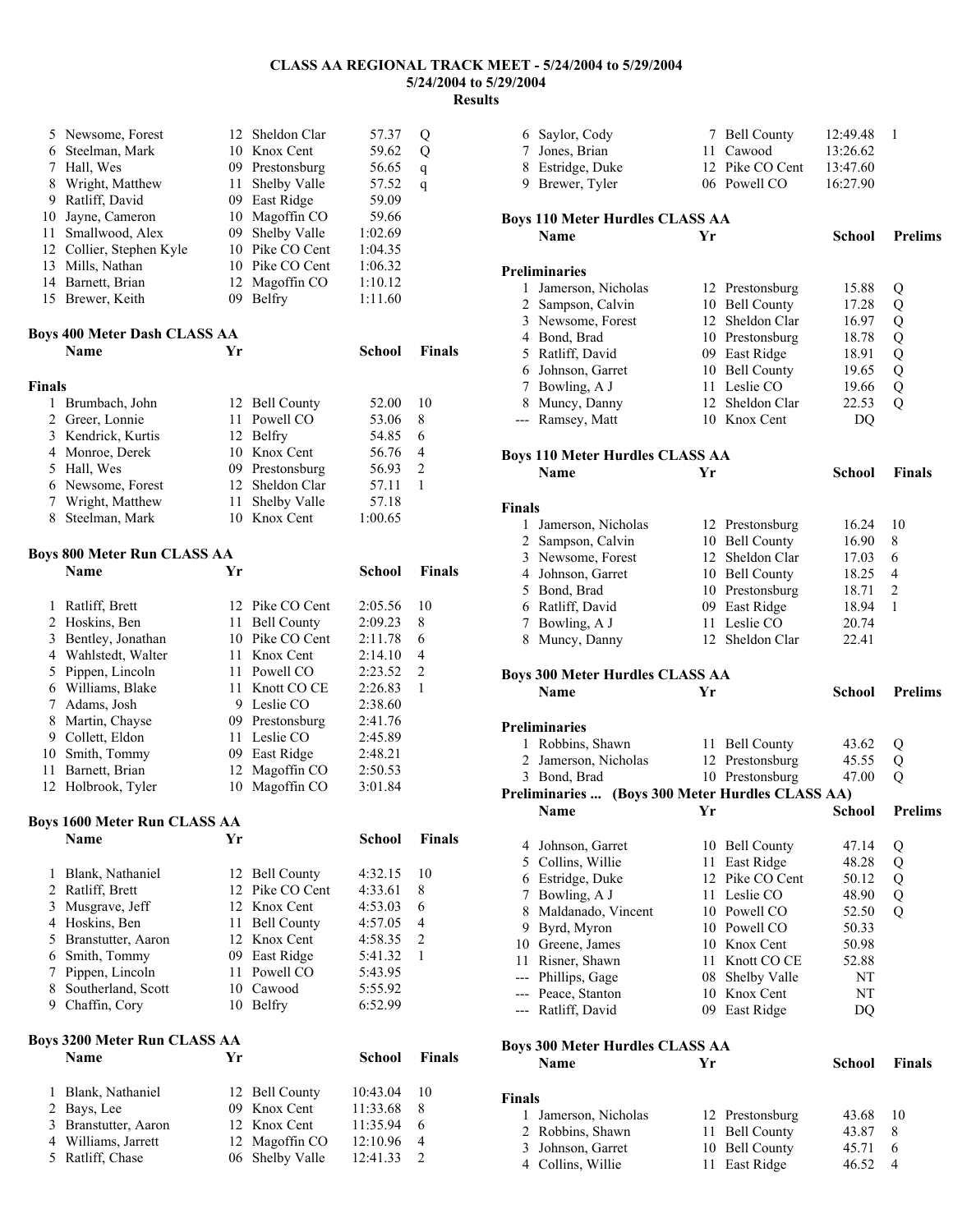**CLASS AA REGIONAL TRACK MEET - 5/24/2004 to 5/29/2004**
**5/24/2004 to 5/29/2004**
**Results**

| | Name | Yr | School | Prelims | |
|---|---|---|---|---|---|
| 5 | Newsome, Forest | 12 | Sheldon Clar | 57.37 | Q |
| 6 | Steelman, Mark | 10 | Knox Cent | 59.62 | Q |
| 7 | Hall, Wes | 09 | Prestonsburg | 56.65 | q |
| 8 | Wright, Matthew | 11 | Shelby Valle | 57.52 | q |
| 9 | Ratliff, David | 09 | East Ridge | 59.09 | |
| 10 | Jayne, Cameron | 10 | Magoffin CO | 59.66 | |
| 11 | Smallwood, Alex | 09 | Shelby Valle | 1:02.69 | |
| 12 | Collier, Stephen Kyle | 10 | Pike CO Cent | 1:04.35 | |
| 13 | Mills, Nathan | 10 | Pike CO Cent | 1:06.32 | |
| 14 | Barnett, Brian | 12 | Magoffin CO | 1:10.12 | |
| 15 | Brewer, Keith | 09 | Belfry | 1:11.60 | |

**Boys 400 Meter Dash CLASS AA**

**Finals**

| | Name | Yr | School | Finals | |
|---|---|---|---|---|---|
| 1 | Brumbach, John | 12 | Bell County | 52.00 | 10 |
| 2 | Greer, Lonnie | 11 | Powell CO | 53.06 | 8 |
| 3 | Kendrick, Kurtis | 12 | Belfry | 54.85 | 6 |
| 4 | Monroe, Derek | 10 | Knox Cent | 56.76 | 4 |
| 5 | Hall, Wes | 09 | Prestonsburg | 56.93 | 2 |
| 6 | Newsome, Forest | 12 | Sheldon Clar | 57.11 | 1 |
| 7 | Wright, Matthew | 11 | Shelby Valle | 57.18 | |
| 8 | Steelman, Mark | 10 | Knox Cent | 1:00.65 | |

**Boys 800 Meter Run CLASS AA**

| | Name | Yr | School | Finals | |
|---|---|---|---|---|---|
| 1 | Ratliff, Brett | 12 | Pike CO Cent | 2:05.56 | 10 |
| 2 | Hoskins, Ben | 11 | Bell County | 2:09.23 | 8 |
| 3 | Bentley, Jonathan | 10 | Pike CO Cent | 2:11.78 | 6 |
| 4 | Wahlstedt, Walter | 11 | Knox Cent | 2:14.10 | 4 |
| 5 | Pippen, Lincoln | 11 | Powell CO | 2:23.52 | 2 |
| 6 | Williams, Blake | 11 | Knott CO CE | 2:26.83 | 1 |
| 7 | Adams, Josh | 9 | Leslie CO | 2:38.60 | |
| 8 | Martin, Chayse | 09 | Prestonsburg | 2:41.76 | |
| 9 | Collett, Eldon | 11 | Leslie CO | 2:45.89 | |
| 10 | Smith, Tommy | 09 | East Ridge | 2:48.21 | |
| 11 | Barnett, Brian | 12 | Magoffin CO | 2:50.53 | |
| 12 | Holbrook, Tyler | 10 | Magoffin CO | 3:01.84 | |

**Boys 1600 Meter Run CLASS AA**

| | Name | Yr | School | Finals | |
|---|---|---|---|---|---|
| 1 | Blank, Nathaniel | 12 | Bell County | 4:32.15 | 10 |
| 2 | Ratliff, Brett | 12 | Pike CO Cent | 4:33.61 | 8 |
| 3 | Musgrave, Jeff | 12 | Knox Cent | 4:53.03 | 6 |
| 4 | Hoskins, Ben | 11 | Bell County | 4:57.05 | 4 |
| 5 | Branstutter, Aaron | 12 | Knox Cent | 4:58.35 | 2 |
| 6 | Smith, Tommy | 09 | East Ridge | 5:41.32 | 1 |
| 7 | Pippen, Lincoln | 11 | Powell CO | 5:43.95 | |
| 8 | Southerland, Scott | 10 | Cawood | 5:55.92 | |
| 9 | Chaffin, Cory | 10 | Belfry | 6:52.99 | |

**Boys 3200 Meter Run CLASS AA**

| | Name | Yr | School | Finals | |
|---|---|---|---|---|---|
| 1 | Blank, Nathaniel | 12 | Bell County | 10:43.04 | 10 |
| 2 | Bays, Lee | 09 | Knox Cent | 11:33.68 | 8 |
| 3 | Branstutter, Aaron | 12 | Knox Cent | 11:35.94 | 6 |
| 4 | Williams, Jarrett | 12 | Magoffin CO | 12:10.96 | 4 |
| 5 | Ratliff, Chase | 06 | Shelby Valle | 12:41.33 | 2 |
| 6 | Saylor, Cody | 7 | Bell County | 12:49.48 | 1 |
| 7 | Jones, Brian | 11 | Cawood | 13:26.62 | |
| 8 | Estridge, Duke | 12 | Pike CO Cent | 13:47.60 | |
| 9 | Brewer, Tyler | 06 | Powell CO | 16:27.90 | |

**Boys 110 Meter Hurdles CLASS AA**

**Preliminaries**

| | Name | Yr | School | Prelims | |
|---|---|---|---|---|---|
| 1 | Jamerson, Nicholas | 12 | Prestonsburg | 15.88 | Q |
| 2 | Sampson, Calvin | 10 | Bell County | 17.28 | Q |
| 3 | Newsome, Forest | 12 | Sheldon Clar | 16.97 | Q |
| 4 | Bond, Brad | 10 | Prestonsburg | 18.78 | Q |
| 5 | Ratliff, David | 09 | East Ridge | 18.91 | Q |
| 6 | Johnson, Garret | 10 | Bell County | 19.65 | Q |
| 7 | Bowling, A J | 11 | Leslie CO | 19.66 | Q |
| 8 | Muncy, Danny | 12 | Sheldon Clar | 22.53 | Q |
| --- | Ramsey, Matt | 10 | Knox Cent | DQ | |

**Boys 110 Meter Hurdles CLASS AA**

**Finals**

| | Name | Yr | School | Finals | |
|---|---|---|---|---|---|
| 1 | Jamerson, Nicholas | 12 | Prestonsburg | 16.24 | 10 |
| 2 | Sampson, Calvin | 10 | Bell County | 16.90 | 8 |
| 3 | Newsome, Forest | 12 | Sheldon Clar | 17.03 | 6 |
| 4 | Johnson, Garret | 10 | Bell County | 18.25 | 4 |
| 5 | Bond, Brad | 10 | Prestonsburg | 18.71 | 2 |
| 6 | Ratliff, David | 09 | East Ridge | 18.94 | 1 |
| 7 | Bowling, A J | 11 | Leslie CO | 20.74 | |
| 8 | Muncy, Danny | 12 | Sheldon Clar | 22.41 | |

**Boys 300 Meter Hurdles CLASS AA**

**Preliminaries**

| | Name | Yr | School | Prelims | |
|---|---|---|---|---|---|
| 1 | Robbins, Shawn | 11 | Bell County | 43.62 | Q |
| 2 | Jamerson, Nicholas | 12 | Prestonsburg | 45.55 | Q |
| 3 | Bond, Brad | 10 | Prestonsburg | 47.00 | Q |
| 4 | Johnson, Garret | 10 | Bell County | 47.14 | Q |
| 5 | Collins, Willie | 11 | East Ridge | 48.28 | Q |
| 6 | Estridge, Duke | 12 | Pike CO Cent | 50.12 | Q |
| 7 | Bowling, A J | 11 | Leslie CO | 48.90 | Q |
| 8 | Maldanado, Vincent | 10 | Powell CO | 52.50 | Q |
| 9 | Byrd, Myron | 10 | Powell CO | 50.33 | |
| 10 | Greene, James | 10 | Knox Cent | 50.98 | |
| 11 | Risner, Shawn | 11 | Knott CO CE | 52.88 | |
| --- | Phillips, Gage | 08 | Shelby Valle | NT | |
| --- | Peace, Stanton | 10 | Knox Cent | NT | |
| --- | Ratliff, David | 09 | East Ridge | DQ | |

**Boys 300 Meter Hurdles CLASS AA**

**Finals**

| | Name | Yr | School | Finals | |
|---|---|---|---|---|---|
| 1 | Jamerson, Nicholas | 12 | Prestonsburg | 43.68 | 10 |
| 2 | Robbins, Shawn | 11 | Bell County | 43.87 | 8 |
| 3 | Johnson, Garret | 10 | Bell County | 45.71 | 6 |
| 4 | Collins, Willie | 11 | East Ridge | 46.52 | 4 |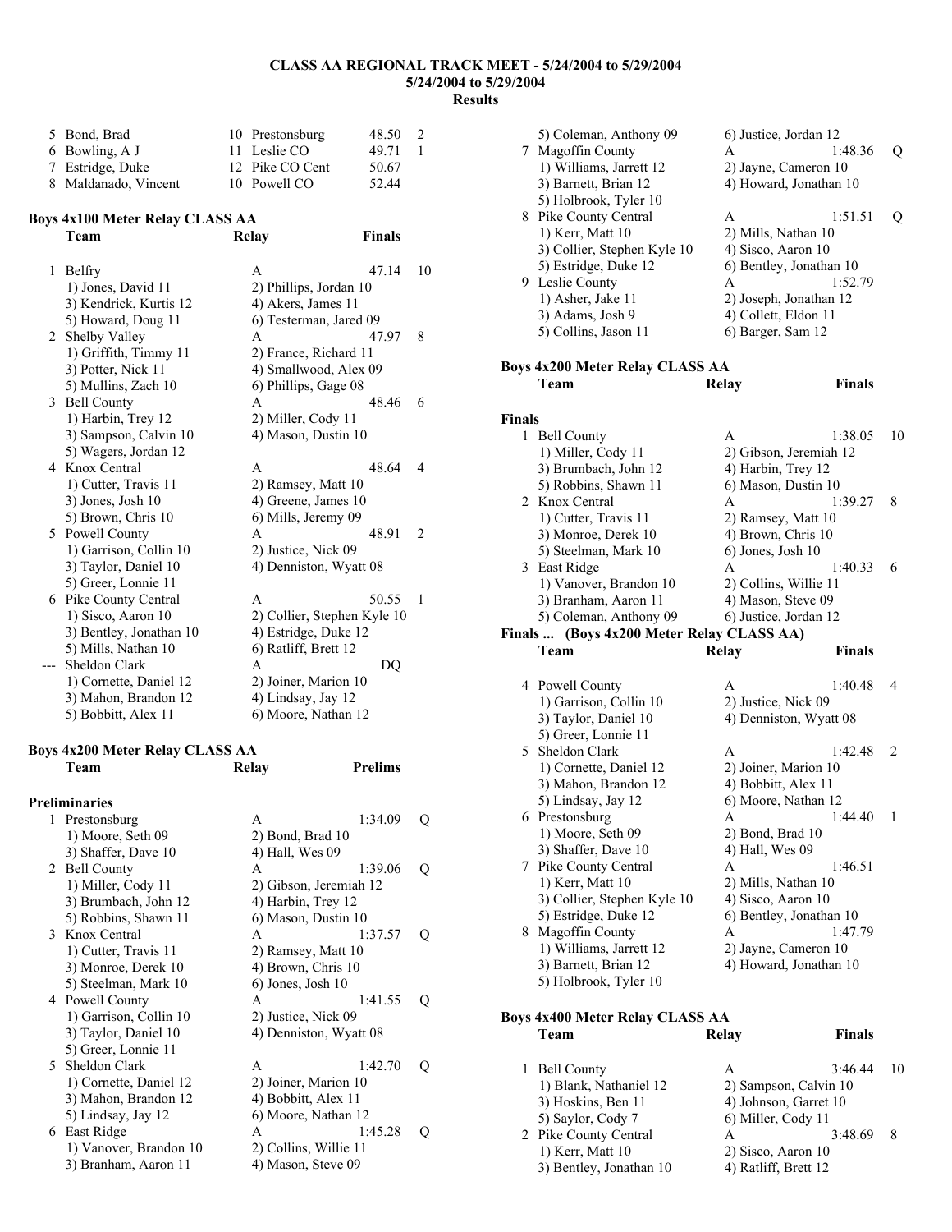**CLASS AA REGIONAL TRACK MEET - 5/24/2004 to 5/29/2004**
**5/24/2004 to 5/29/2004**
**Results**

| | Name | Yr | School | Finals | Points |
|---|---|---|---|---|---|
| 5 | Bond, Brad | 10 | Prestonsburg | 48.50 | 2 |
| 6 | Bowling, A J | 11 | Leslie CO | 49.71 | 1 |
| 7 | Estridge, Duke | 12 | Pike CO Cent | 50.67 | |
| 8 | Maldanado, Vincent | 10 | Powell CO | 52.44 | |

### Boys 4x100 Meter Relay CLASS AA

| | Team | Relay | Finals | Points |
|---|---|---|---|---|
| 1 | Belfry | A | 47.14 | 10 |
| | 1) Jones, David 11 | 2) Phillips, Jordan 10 | | |
| | 3) Kendrick, Kurtis 12 | 4) Akers, James 11 | | |
| | 5) Howard, Doug 11 | 6) Testerman, Jared 09 | | |
| 2 | Shelby Valley | A | 47.97 | 8 |
| | 1) Griffith, Timmy 11 | 2) France, Richard 11 | | |
| | 3) Potter, Nick 11 | 4) Smallwood, Alex 09 | | |
| | 5) Mullins, Zach 10 | 6) Phillips, Gage 08 | | |
| 3 | Bell County | A | 48.46 | 6 |
| | 1) Harbin, Trey 12 | 2) Miller, Cody 11 | | |
| | 3) Sampson, Calvin 10 | 4) Mason, Dustin 10 | | |
| | 5) Wagers, Jordan 12 | | | |
| 4 | Knox Central | A | 48.64 | 4 |
| | 1) Cutter, Travis 11 | 2) Ramsey, Matt 10 | | |
| | 3) Jones, Josh 10 | 4) Greene, James 10 | | |
| | 5) Brown, Chris 10 | 6) Mills, Jeremy 09 | | |
| 5 | Powell County | A | 48.91 | 2 |
| | 1) Garrison, Collin 10 | 2) Justice, Nick 09 | | |
| | 3) Taylor, Daniel 10 | 4) Denniston, Wyatt 08 | | |
| | 5) Greer, Lonnie 11 | | | |
| 6 | Pike County Central | A | 50.55 | 1 |
| | 1) Sisco, Aaron 10 | 2) Collier, Stephen Kyle 10 | | |
| | 3) Bentley, Jonathan 10 | 4) Estridge, Duke 12 | | |
| | 5) Mills, Nathan 10 | 6) Ratliff, Brett 12 | | |
| --- | Sheldon Clark | A | DQ | |
| | 1) Cornette, Daniel 12 | 2) Joiner, Marion 10 | | |
| | 3) Mahon, Brandon 12 | 4) Lindsay, Jay 12 | | |
| | 5) Bobbitt, Alex 11 | 6) Moore, Nathan 12 | | |

### Boys 4x200 Meter Relay CLASS AA

**Preliminaries**

| | Team | Relay | Prelims | |
|---|---|---|---|---|
| 1 | Prestonsburg | A | 1:34.09 | Q |
| | 1) Moore, Seth 09 | 2) Bond, Brad 10 | | |
| | 3) Shaffer, Dave 10 | 4) Hall, Wes 09 | | |
| 2 | Bell County | A | 1:39.06 | Q |
| | 1) Miller, Cody 11 | 2) Gibson, Jeremiah 12 | | |
| | 3) Brumbach, John 12 | 4) Harbin, Trey 12 | | |
| | 5) Robbins, Shawn 11 | 6) Mason, Dustin 10 | | |
| 3 | Knox Central | A | 1:37.57 | Q |
| | 1) Cutter, Travis 11 | 2) Ramsey, Matt 10 | | |
| | 3) Monroe, Derek 10 | 4) Brown, Chris 10 | | |
| | 5) Steelman, Mark 10 | 6) Jones, Josh 10 | | |
| 4 | Powell County | A | 1:41.55 | Q |
| | 1) Garrison, Collin 10 | 2) Justice, Nick 09 | | |
| | 3) Taylor, Daniel 10 | 4) Denniston, Wyatt 08 | | |
| | 5) Greer, Lonnie 11 | | | |
| 5 | Sheldon Clark | A | 1:42.70 | Q |
| | 1) Cornette, Daniel 12 | 2) Joiner, Marion 10 | | |
| | 3) Mahon, Brandon 12 | 4) Bobbitt, Alex 11 | | |
| | 5) Lindsay, Jay 12 | 6) Moore, Nathan 12 | | |
| 6 | East Ridge | A | 1:45.28 | Q |
| | 1) Vanover, Brandon 10 | 2) Collins, Willie 11 | | |
| | 3) Branham, Aaron 11 | 4) Mason, Steve 09 | | |
| | 5) Coleman, Anthony 09 | 6) Justice, Jordan 12 | | |
| 7 | Magoffin County | A | 1:48.36 | Q |
| | 1) Williams, Jarrett 12 | 2) Jayne, Cameron 10 | | |
| | 3) Barnett, Brian 12 | 4) Howard, Jonathan 10 | | |
| | 5) Holbrook, Tyler 10 | | | |
| 8 | Pike County Central | A | 1:51.51 | Q |
| | 1) Kerr, Matt 10 | 2) Mills, Nathan 10 | | |
| | 3) Collier, Stephen Kyle 10 | 4) Sisco, Aaron 10 | | |
| | 5) Estridge, Duke 12 | 6) Bentley, Jonathan 10 | | |
| 9 | Leslie County | A | 1:52.79 | |
| | 1) Asher, Jake 11 | 2) Joseph, Jonathan 12 | | |
| | 3) Adams, Josh 9 | 4) Collett, Eldon 11 | | |
| | 5) Collins, Jason 11 | 6) Barger, Sam 12 | | |

### Boys 4x200 Meter Relay CLASS AA

**Finals**

| | Team | Relay | Finals | Points |
|---|---|---|---|---|
| 1 | Bell County | A | 1:38.05 | 10 |
| | 1) Miller, Cody 11 | 2) Gibson, Jeremiah 12 | | |
| | 3) Brumbach, John 12 | 4) Harbin, Trey 12 | | |
| | 5) Robbins, Shawn 11 | 6) Mason, Dustin 10 | | |
| 2 | Knox Central | A | 1:39.27 | 8 |
| | 1) Cutter, Travis 11 | 2) Ramsey, Matt 10 | | |
| | 3) Monroe, Derek 10 | 4) Brown, Chris 10 | | |
| | 5) Steelman, Mark 10 | 6) Jones, Josh 10 | | |
| 3 | East Ridge | A | 1:40.33 | 6 |
| | 1) Vanover, Brandon 10 | 2) Collins, Willie 11 | | |
| | 3) Branham, Aaron 11 | 4) Mason, Steve 09 | | |
| | 5) Coleman, Anthony 09 | 6) Justice, Jordan 12 | | |
| 4 | Powell County | A | 1:40.48 | 4 |
| | 1) Garrison, Collin 10 | 2) Justice, Nick 09 | | |
| | 3) Taylor, Daniel 10 | 4) Denniston, Wyatt 08 | | |
| | 5) Greer, Lonnie 11 | | | |
| 5 | Sheldon Clark | A | 1:42.48 | 2 |
| | 1) Cornette, Daniel 12 | 2) Joiner, Marion 10 | | |
| | 3) Mahon, Brandon 12 | 4) Bobbitt, Alex 11 | | |
| | 5) Lindsay, Jay 12 | 6) Moore, Nathan 12 | | |
| 6 | Prestonsburg | A | 1:44.40 | 1 |
| | 1) Moore, Seth 09 | 2) Bond, Brad 10 | | |
| | 3) Shaffer, Dave 10 | 4) Hall, Wes 09 | | |
| 7 | Pike County Central | A | 1:46.51 | |
| | 1) Kerr, Matt 10 | 2) Mills, Nathan 10 | | |
| | 3) Collier, Stephen Kyle 10 | 4) Sisco, Aaron 10 | | |
| | 5) Estridge, Duke 12 | 6) Bentley, Jonathan 10 | | |
| 8 | Magoffin County | A | 1:47.79 | |
| | 1) Williams, Jarrett 12 | 2) Jayne, Cameron 10 | | |
| | 3) Barnett, Brian 12 | 4) Howard, Jonathan 10 | | |
| | 5) Holbrook, Tyler 10 | | | |

### Boys 4x400 Meter Relay CLASS AA

| | Team | Relay | Finals | Points |
|---|---|---|---|---|
| 1 | Bell County | A | 3:46.44 | 10 |
| | 1) Blank, Nathaniel 12 | 2) Sampson, Calvin 10 | | |
| | 3) Hoskins, Ben 11 | 4) Johnson, Garret 10 | | |
| | 5) Saylor, Cody 7 | 6) Miller, Cody 11 | | |
| 2 | Pike County Central | A | 3:48.69 | 8 |
| | 1) Kerr, Matt 10 | 2) Sisco, Aaron 10 | | |
| | 3) Bentley, Jonathan 10 | 4) Ratliff, Brett 12 | | |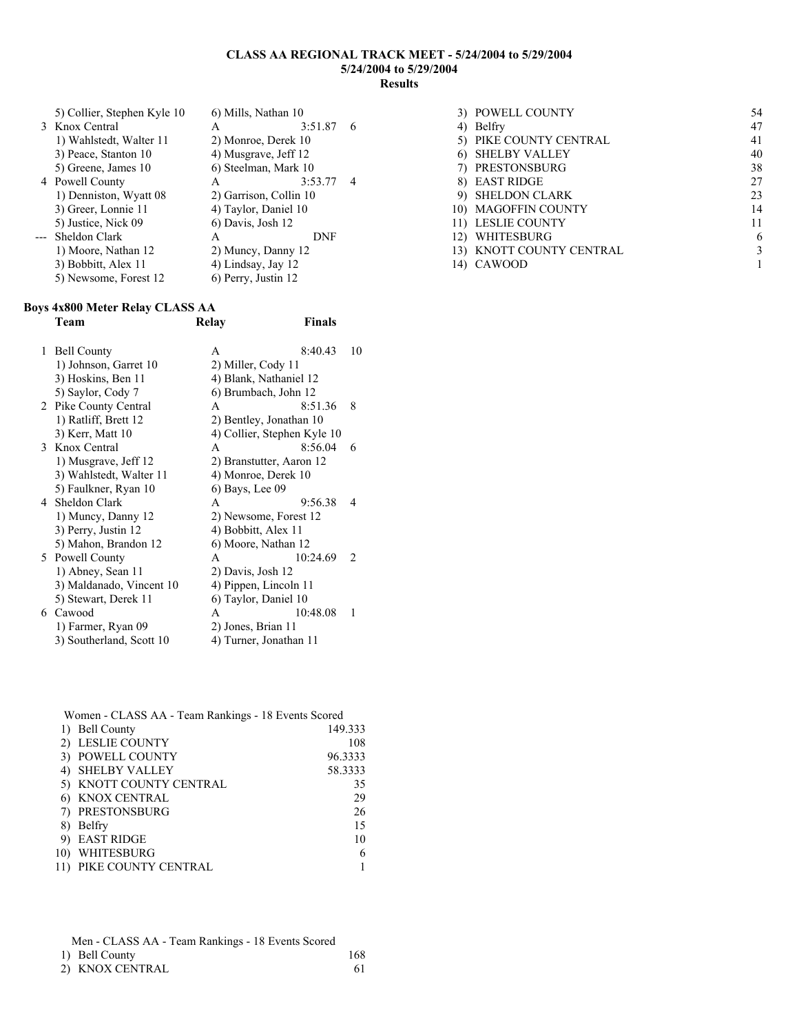# CLASS AA REGIONAL TRACK MEET - 5/24/2004 to 5/29/2004

**5/24/2004 to 5/29/2004**

**Results**

```
    5) Collier, Stephen Kyle 10   6) Mills, Nathan 10
  3 Knox Central                  A                3:51.87    6
    1) Wahlstedt, Walter 11       2) Monroe, Derek 10
    3) Peace, Stanton 10          4) Musgrave, Jeff 12
    5) Greene, James 10           6) Steelman, Mark 10
  4 Powell County                 A                3:53.77    4
    1) Denniston, Wyatt 08        2) Garrison, Collin 10
    3) Greer, Lonnie 11           4) Taylor, Daniel 10
    5) Justice, Nick 09           6) Davis, Josh 12
--- Sheldon Clark                 A                    DNF
    1) Moore, Nathan 12           2) Muncy, Danny 12
    3) Bobbitt, Alex 11           4) Lindsay, Jay 12
    5) Newsome, Forest 12         6) Perry, Justin 12
```

### Boys 4x800 Meter Relay CLASS AA

```
    Team                          Relay            Finals

  1 Bell County                   A                8:40.43   10
    1) Johnson, Garret 10         2) Miller, Cody 11
    3) Hoskins, Ben 11            4) Blank, Nathaniel 12
    5) Saylor, Cody 7             6) Brumbach, John 12
  2 Pike County Central           A                8:51.36    8
    1) Ratliff, Brett 12          2) Bentley, Jonathan 10
    3) Kerr, Matt 10              4) Collier, Stephen Kyle 10
  3 Knox Central                  A                8:56.04    6
    1) Musgrave, Jeff 12          2) Branstutter, Aaron 12
    3) Wahlstedt, Walter 11       4) Monroe, Derek 10
    5) Faulkner, Ryan 10          6) Bays, Lee 09
  4 Sheldon Clark                 A                9:56.38    4
    1) Muncy, Danny 12            2) Newsome, Forest 12
    3) Perry, Justin 12           4) Bobbitt, Alex 11
    5) Mahon, Brandon 12          6) Moore, Nathan 12
  5 Powell County                 A               10:24.69    2
    1) Abney, Sean 11             2) Davis, Josh 12
    3) Maldanado, Vincent 10      4) Pippen, Lincoln 11
    5) Stewart, Derek 11          6) Taylor, Daniel 10
  6 Cawood                        A               10:48.08    1
    1) Farmer, Ryan 09            2) Jones, Brian 11
    3) Southerland, Scott 10      4) Turner, Jonathan 11
```

### Women - CLASS AA - Team Rankings - 18 Events Scored

| | | |
|---|---|---|
| 1) | Bell County | 149.333 |
| 2) | LESLIE COUNTY | 108 |
| 3) | POWELL COUNTY | 96.3333 |
| 4) | SHELBY VALLEY | 58.3333 |
| 5) | KNOTT COUNTY CENTRAL | 35 |
| 6) | KNOX CENTRAL | 29 |
| 7) | PRESTONSBURG | 26 |
| 8) | Belfry | 15 |
| 9) | EAST RIDGE | 10 |
| 10) | WHITESBURG | 6 |
| 11) | PIKE COUNTY CENTRAL | 1 |

### Men - CLASS AA - Team Rankings - 18 Events Scored

| | | |
|---|---|---|
| 1) | Bell County | 168 |
| 2) | KNOX CENTRAL | 61 |
| 3) | POWELL COUNTY | 54 |
| 4) | Belfry | 47 |
| 5) | PIKE COUNTY CENTRAL | 41 |
| 6) | SHELBY VALLEY | 40 |
| 7) | PRESTONSBURG | 38 |
| 8) | EAST RIDGE | 27 |
| 9) | SHELDON CLARK | 23 |
| 10) | MAGOFFIN COUNTY | 14 |
| 11) | LESLIE COUNTY | 11 |
| 12) | WHITESBURG | 6 |
| 13) | KNOTT COUNTY CENTRAL | 3 |
| 14) | CAWOOD | 1 |